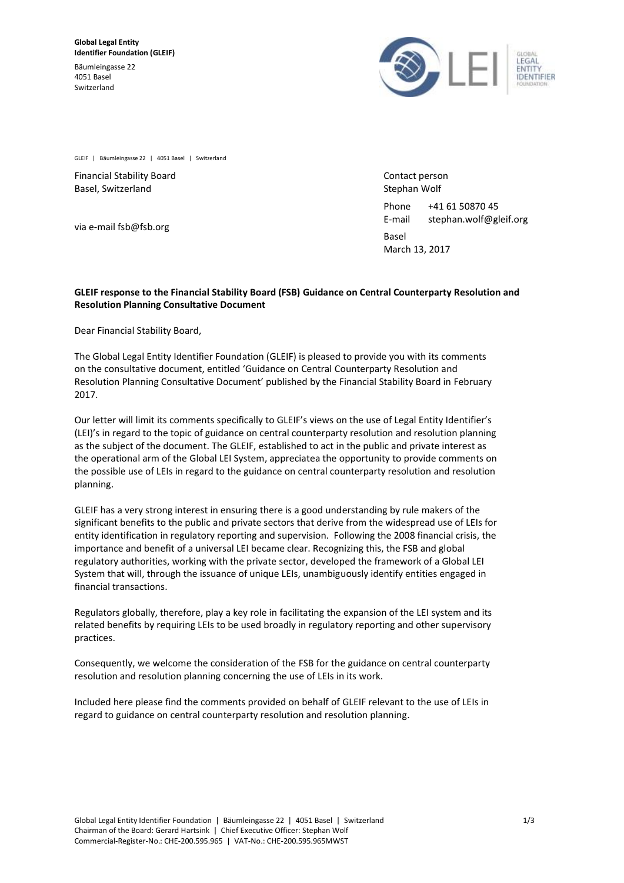**Global Legal Entity Identifier Foundation (GLEIF)**
Bäumleingasse 22
4051 Basel
Switzerland

GLEIF | Bäumleingasse 22 | 4051 Basel | Switzerland

Financial Stability Board
Basel, Switzerland

via e-mail fsb@fsb.org

Contact person
Stephan Wolf

Phone +41 61 50870 45
E-mail stephan.wolf@gleif.org

Basel
March 13, 2017

**GLEIF response to the Financial Stability Board (FSB) Guidance on Central Counterparty Resolution and Resolution Planning Consultative Document**

Dear Financial Stability Board,

The Global Legal Entity Identifier Foundation (GLEIF) is pleased to provide you with its comments on the consultative document, entitled 'Guidance on Central Counterparty Resolution and Resolution Planning Consultative Document' published by the Financial Stability Board in February 2017.

Our letter will limit its comments specifically to GLEIF's views on the use of Legal Entity Identifier's (LEI)'s in regard to the topic of guidance on central counterparty resolution and resolution planning as the subject of the document. The GLEIF, established to act in the public and private interest as the operational arm of the Global LEI System, appreciatea the opportunity to provide comments on the possible use of LEIs in regard to the guidance on central counterparty resolution and resolution planning.

GLEIF has a very strong interest in ensuring there is a good understanding by rule makers of the significant benefits to the public and private sectors that derive from the widespread use of LEIs for entity identification in regulatory reporting and supervision. Following the 2008 financial crisis, the importance and benefit of a universal LEI became clear. Recognizing this, the FSB and global regulatory authorities, working with the private sector, developed the framework of a Global LEI System that will, through the issuance of unique LEIs, unambiguously identify entities engaged in financial transactions.

Regulators globally, therefore, play a key role in facilitating the expansion of the LEI system and its related benefits by requiring LEIs to be used broadly in regulatory reporting and other supervisory practices.

Consequently, we welcome the consideration of the FSB for the guidance on central counterparty resolution and resolution planning concerning the use of LEIs in its work.

Included here please find the comments provided on behalf of GLEIF relevant to the use of LEIs in regard to guidance on central counterparty resolution and resolution planning.

Global Legal Entity Identifier Foundation | Bäumleingasse 22 | 4051 Basel | Switzerland
Chairman of the Board: Gerard Hartsink | Chief Executive Officer: Stephan Wolf
Commercial-Register-No.: CHE-200.595.965 | VAT-No.: CHE-200.595.965MWST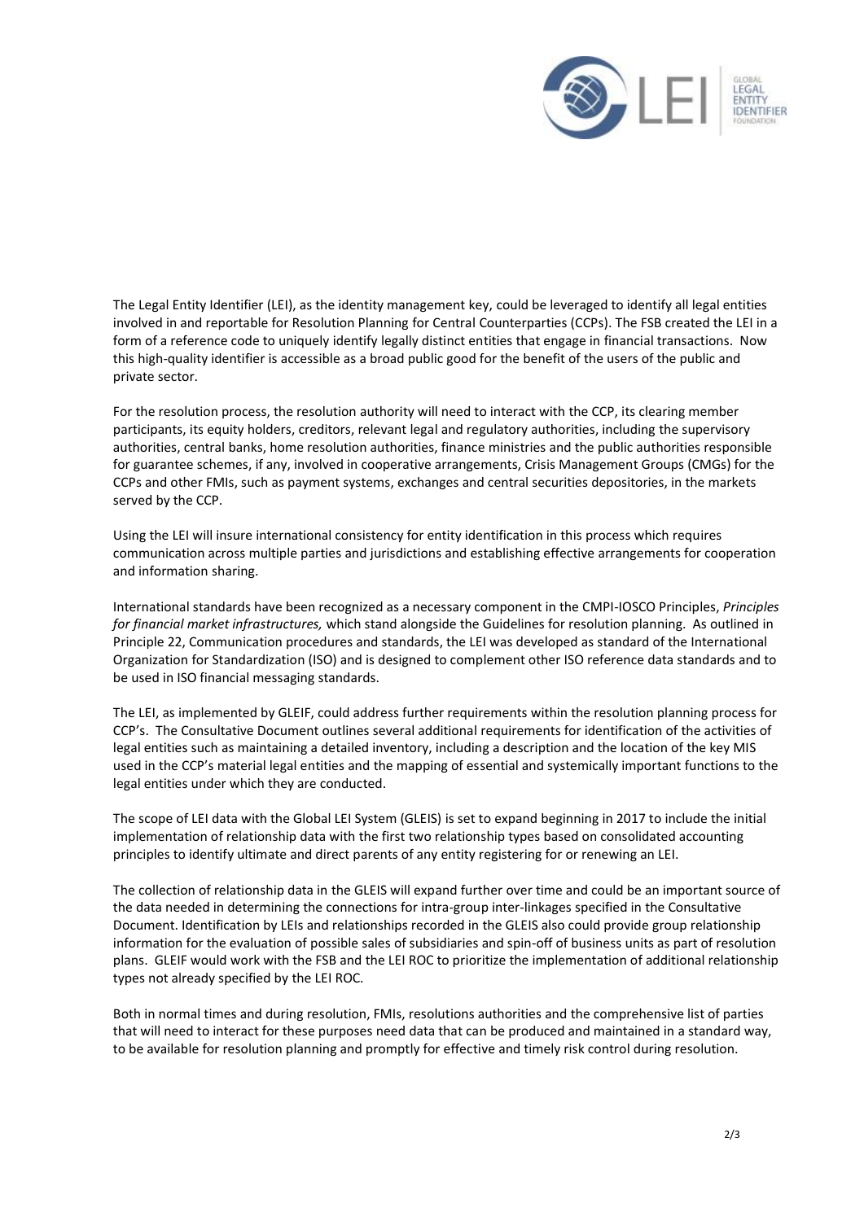The Legal Entity Identifier (LEI), as the identity management key, could be leveraged to identify all legal entities involved in and reportable for Resolution Planning for Central Counterparties (CCPs). The FSB created the LEI in a form of a reference code to uniquely identify legally distinct entities that engage in financial transactions. Now this high-quality identifier is accessible as a broad public good for the benefit of the users of the public and private sector.

For the resolution process, the resolution authority will need to interact with the CCP, its clearing member participants, its equity holders, creditors, relevant legal and regulatory authorities, including the supervisory authorities, central banks, home resolution authorities, finance ministries and the public authorities responsible for guarantee schemes, if any, involved in cooperative arrangements, Crisis Management Groups (CMGs) for the CCPs and other FMIs, such as payment systems, exchanges and central securities depositories, in the markets served by the CCP.

Using the LEI will insure international consistency for entity identification in this process which requires communication across multiple parties and jurisdictions and establishing effective arrangements for cooperation and information sharing.

International standards have been recognized as a necessary component in the CMPI-IOSCO Principles, *Principles for financial market infrastructures,* which stand alongside the Guidelines for resolution planning. As outlined in Principle 22, Communication procedures and standards, the LEI was developed as standard of the International Organization for Standardization (ISO) and is designed to complement other ISO reference data standards and to be used in ISO financial messaging standards.

The LEI, as implemented by GLEIF, could address further requirements within the resolution planning process for CCP's. The Consultative Document outlines several additional requirements for identification of the activities of legal entities such as maintaining a detailed inventory, including a description and the location of the key MIS used in the CCP's material legal entities and the mapping of essential and systemically important functions to the legal entities under which they are conducted.

The scope of LEI data with the Global LEI System (GLEIS) is set to expand beginning in 2017 to include the initial implementation of relationship data with the first two relationship types based on consolidated accounting principles to identify ultimate and direct parents of any entity registering for or renewing an LEI.

The collection of relationship data in the GLEIS will expand further over time and could be an important source of the data needed in determining the connections for intra-group inter-linkages specified in the Consultative Document. Identification by LEIs and relationships recorded in the GLEIS also could provide group relationship information for the evaluation of possible sales of subsidiaries and spin-off of business units as part of resolution plans. GLEIF would work with the FSB and the LEI ROC to prioritize the implementation of additional relationship types not already specified by the LEI ROC.

Both in normal times and during resolution, FMIs, resolutions authorities and the comprehensive list of parties that will need to interact for these purposes need data that can be produced and maintained in a standard way, to be available for resolution planning and promptly for effective and timely risk control during resolution.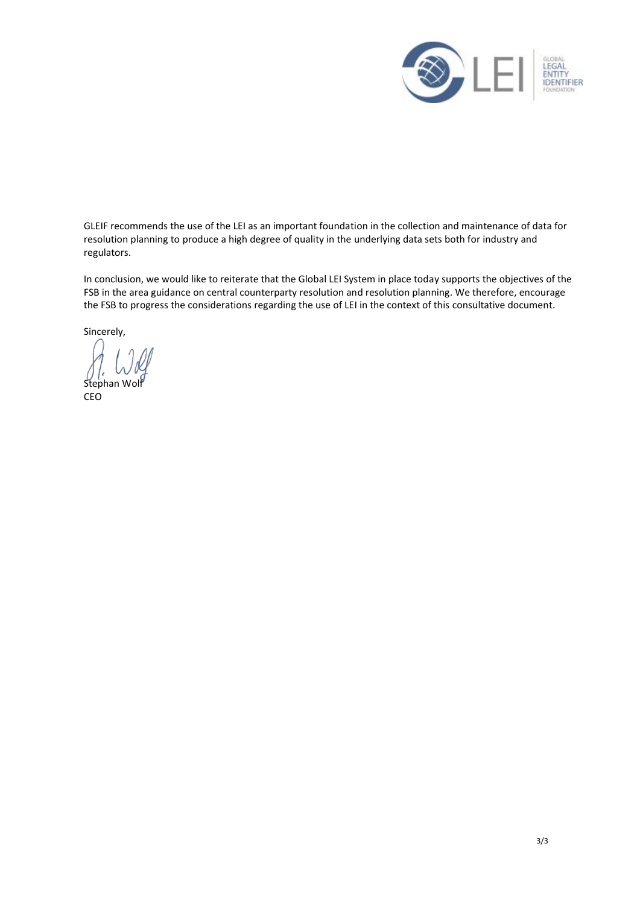GLEIF recommends the use of the LEI as an important foundation in the collection and maintenance of data for resolution planning to produce a high degree of quality in the underlying data sets both for industry and regulators.

In conclusion, we would like to reiterate that the Global LEI System in place today supports the objectives of the FSB in the area guidance on central counterparty resolution and resolution planning. We therefore, encourage the FSB to progress the considerations regarding the use of LEI in the context of this consultative document.

Sincerely,

Stephan Wolf
CEO